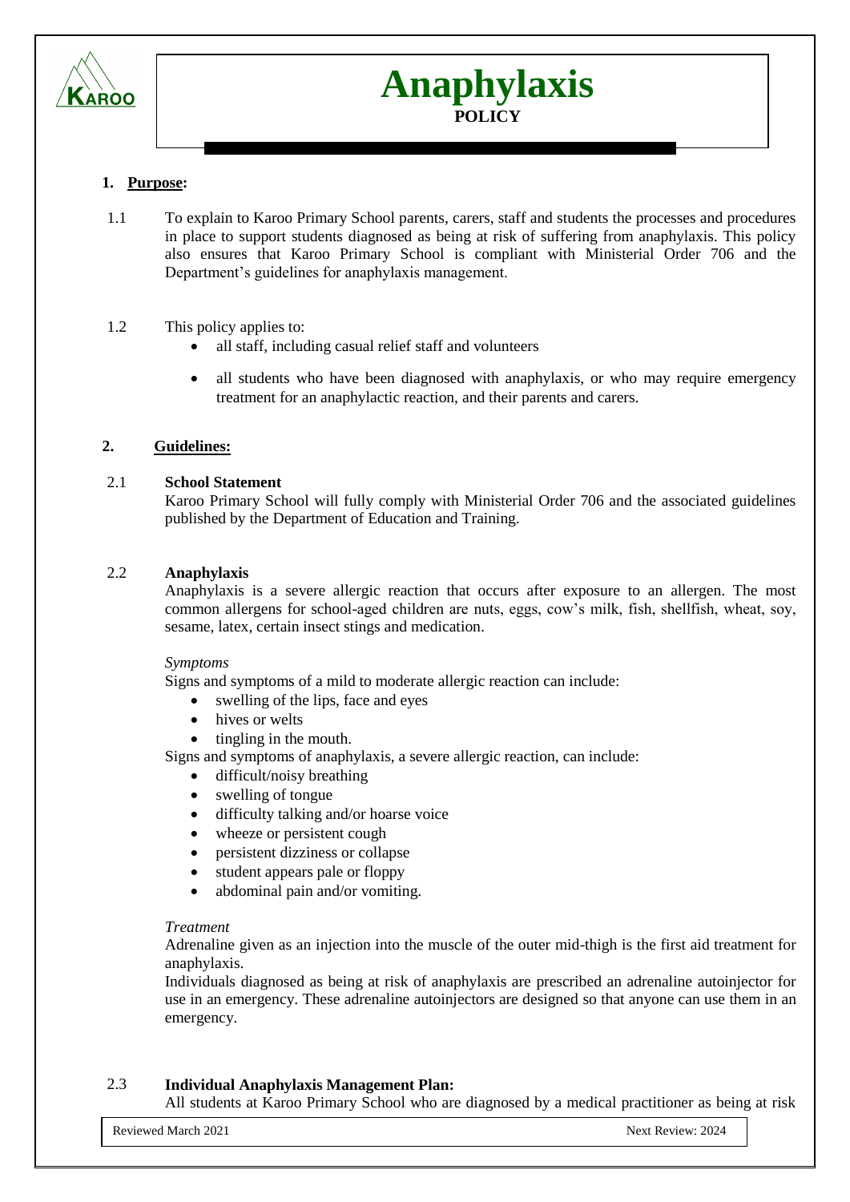# Anaphylaxis

**POLICY**

## 1. Purpose:

1.1 To explain to Karoo Primary School parents, carers, staff and students the processes and procedures in place to support students diagnosed as being at risk of suffering from anaphylaxis. This policy also ensures that Karoo Primary School is compliant with Ministerial Order 706 and the Department's guidelines for anaphylaxis management.

1.2 This policy applies to:

- all staff, including casual relief staff and volunteers
- all students who have been diagnosed with anaphylaxis, or who may require emergency treatment for an anaphylactic reaction, and their parents and carers.

## 2. Guidelines:

### 2.1 School Statement

Karoo Primary School will fully comply with Ministerial Order 706 and the associated guidelines published by the Department of Education and Training.

### 2.2 Anaphylaxis

Anaphylaxis is a severe allergic reaction that occurs after exposure to an allergen. The most common allergens for school-aged children are nuts, eggs, cow's milk, fish, shellfish, wheat, soy, sesame, latex, certain insect stings and medication.

*Symptoms*

Signs and symptoms of a mild to moderate allergic reaction can include:

- swelling of the lips, face and eyes
- hives or welts
- tingling in the mouth.

Signs and symptoms of anaphylaxis, a severe allergic reaction, can include:

- difficult/noisy breathing
- swelling of tongue
- difficulty talking and/or hoarse voice
- wheeze or persistent cough
- persistent dizziness or collapse
- student appears pale or floppy
- abdominal pain and/or vomiting.

*Treatment*

Adrenaline given as an injection into the muscle of the outer mid-thigh is the first aid treatment for anaphylaxis.

Individuals diagnosed as being at risk of anaphylaxis are prescribed an adrenaline autoinjector for use in an emergency. These adrenaline autoinjectors are designed so that anyone can use them in an emergency.

### 2.3 Individual Anaphylaxis Management Plan:

All students at Karoo Primary School who are diagnosed by a medical practitioner as being at risk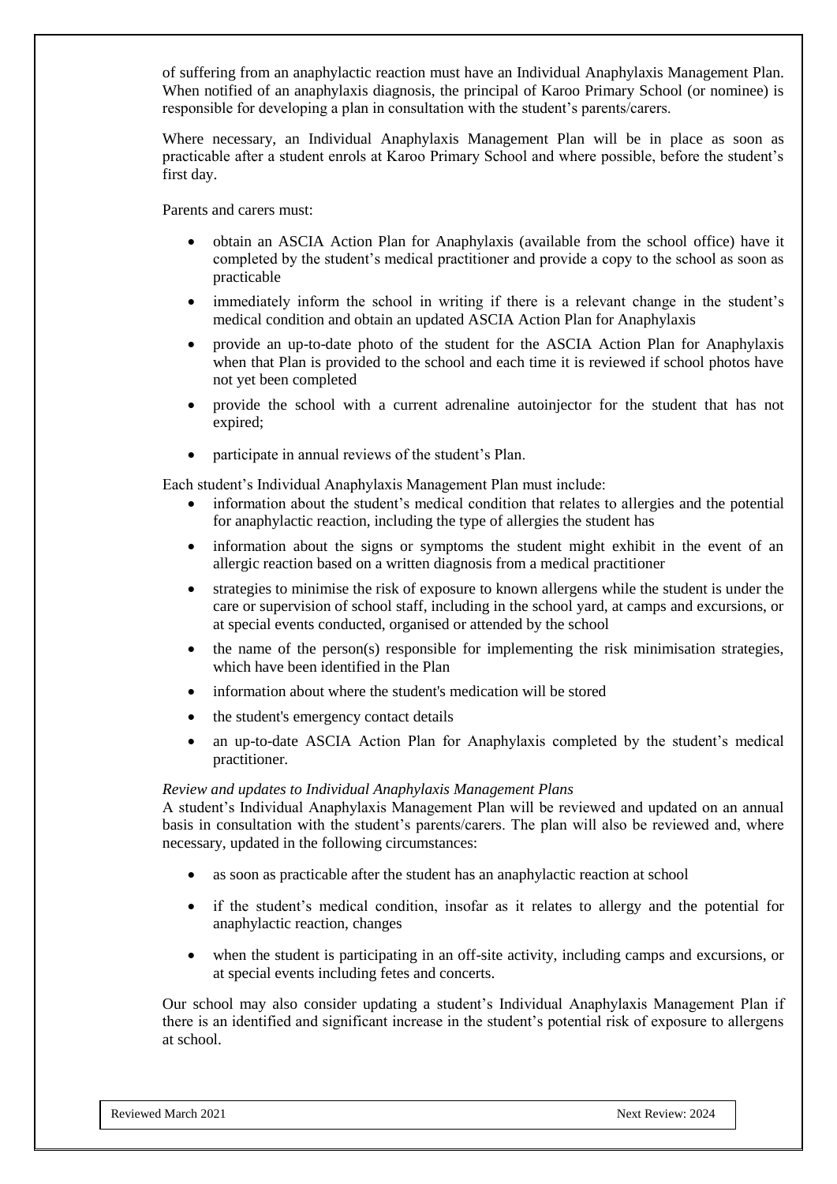of suffering from an anaphylactic reaction must have an Individual Anaphylaxis Management Plan. When notified of an anaphylaxis diagnosis, the principal of Karoo Primary School (or nominee) is responsible for developing a plan in consultation with the student's parents/carers.

Where necessary, an Individual Anaphylaxis Management Plan will be in place as soon as practicable after a student enrols at Karoo Primary School and where possible, before the student's first day.

Parents and carers must:

- obtain an ASCIA Action Plan for Anaphylaxis (available from the school office) have it completed by the student's medical practitioner and provide a copy to the school as soon as practicable
- immediately inform the school in writing if there is a relevant change in the student's medical condition and obtain an updated ASCIA Action Plan for Anaphylaxis
- provide an up-to-date photo of the student for the ASCIA Action Plan for Anaphylaxis when that Plan is provided to the school and each time it is reviewed if school photos have not yet been completed
- provide the school with a current adrenaline autoinjector for the student that has not expired;
- participate in annual reviews of the student's Plan.

Each student's Individual Anaphylaxis Management Plan must include:

- information about the student's medical condition that relates to allergies and the potential for anaphylactic reaction, including the type of allergies the student has
- information about the signs or symptoms the student might exhibit in the event of an allergic reaction based on a written diagnosis from a medical practitioner
- strategies to minimise the risk of exposure to known allergens while the student is under the care or supervision of school staff, including in the school yard, at camps and excursions, or at special events conducted, organised or attended by the school
- the name of the person(s) responsible for implementing the risk minimisation strategies, which have been identified in the Plan
- information about where the student's medication will be stored
- the student's emergency contact details
- an up-to-date ASCIA Action Plan for Anaphylaxis completed by the student's medical practitioner.

*Review and updates to Individual Anaphylaxis Management Plans*

A student's Individual Anaphylaxis Management Plan will be reviewed and updated on an annual basis in consultation with the student's parents/carers. The plan will also be reviewed and, where necessary, updated in the following circumstances:

- as soon as practicable after the student has an anaphylactic reaction at school
- if the student's medical condition, insofar as it relates to allergy and the potential for anaphylactic reaction, changes
- when the student is participating in an off-site activity, including camps and excursions, or at special events including fetes and concerts.

Our school may also consider updating a student's Individual Anaphylaxis Management Plan if there is an identified and significant increase in the student's potential risk of exposure to allergens at school.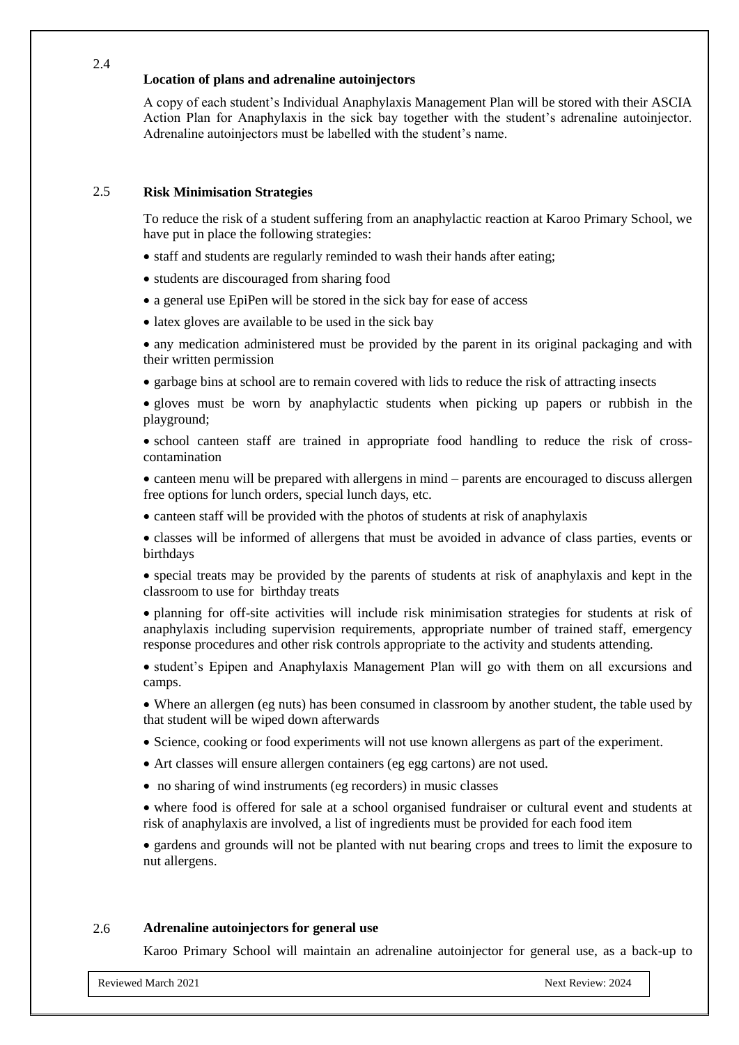## 2.4 Location of plans and adrenaline autoinjectors

A copy of each student's Individual Anaphylaxis Management Plan will be stored with their ASCIA Action Plan for Anaphylaxis in the sick bay together with the student's adrenaline autoinjector. Adrenaline autoinjectors must be labelled with the student's name.

## 2.5 Risk Minimisation Strategies

To reduce the risk of a student suffering from an anaphylactic reaction at Karoo Primary School, we have put in place the following strategies:

- staff and students are regularly reminded to wash their hands after eating;
- students are discouraged from sharing food
- a general use EpiPen will be stored in the sick bay for ease of access
- latex gloves are available to be used in the sick bay
- any medication administered must be provided by the parent in its original packaging and with their written permission
- garbage bins at school are to remain covered with lids to reduce the risk of attracting insects
- gloves must be worn by anaphylactic students when picking up papers or rubbish in the playground;
- school canteen staff are trained in appropriate food handling to reduce the risk of cross-contamination
- canteen menu will be prepared with allergens in mind – parents are encouraged to discuss allergen free options for lunch orders, special lunch days, etc.
- canteen staff will be provided with the photos of students at risk of anaphylaxis
- classes will be informed of allergens that must be avoided in advance of class parties, events or birthdays
- special treats may be provided by the parents of students at risk of anaphylaxis and kept in the classroom to use for birthday treats
- planning for off-site activities will include risk minimisation strategies for students at risk of anaphylaxis including supervision requirements, appropriate number of trained staff, emergency response procedures and other risk controls appropriate to the activity and students attending.
- student's Epipen and Anaphylaxis Management Plan will go with them on all excursions and camps.
- Where an allergen (eg nuts) has been consumed in classroom by another student, the table used by that student will be wiped down afterwards
- Science, cooking or food experiments will not use known allergens as part of the experiment.
- Art classes will ensure allergen containers (eg egg cartons) are not used.
- no sharing of wind instruments (eg recorders) in music classes
- where food is offered for sale at a school organised fundraiser or cultural event and students at risk of anaphylaxis are involved, a list of ingredients must be provided for each food item
- gardens and grounds will not be planted with nut bearing crops and trees to limit the exposure to nut allergens.

## 2.6 Adrenaline autoinjectors for general use

Karoo Primary School will maintain an adrenaline autoinjector for general use, as a back-up to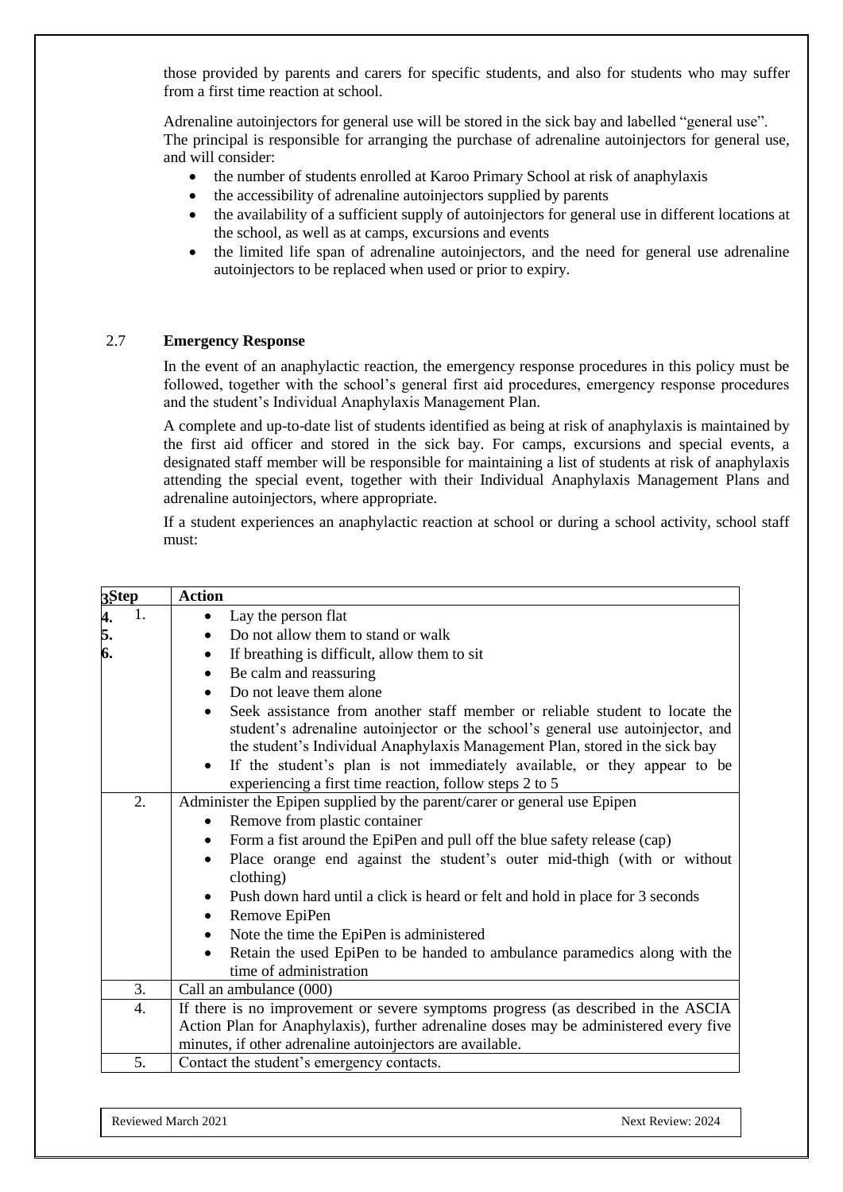those provided by parents and carers for specific students, and also for students who may suffer from a first time reaction at school.

Adrenaline autoinjectors for general use will be stored in the sick bay and labelled "general use". The principal is responsible for arranging the purchase of adrenaline autoinjectors for general use, and will consider:

- the number of students enrolled at Karoo Primary School at risk of anaphylaxis
- the accessibility of adrenaline autoinjectors supplied by parents
- the availability of a sufficient supply of autoinjectors for general use in different locations at the school, as well as at camps, excursions and events
- the limited life span of adrenaline autoinjectors, and the need for general use adrenaline autoinjectors to be replaced when used or prior to expiry.

### 2.7 **Emergency Response**

In the event of an anaphylactic reaction, the emergency response procedures in this policy must be followed, together with the school's general first aid procedures, emergency response procedures and the student's Individual Anaphylaxis Management Plan.

A complete and up-to-date list of students identified as being at risk of anaphylaxis is maintained by the first aid officer and stored in the sick bay. For camps, excursions and special events, a designated staff member will be responsible for maintaining a list of students at risk of anaphylaxis attending the special event, together with their Individual Anaphylaxis Management Plans and adrenaline autoinjectors, where appropriate.

If a student experiences an anaphylactic reaction at school or during a school activity, school staff must:

| Step | Action |
|---|---|
| 1. | • Lay the person flat<br>• Do not allow them to stand or walk<br>• If breathing is difficult, allow them to sit<br>• Be calm and reassuring<br>• Do not leave them alone<br>• Seek assistance from another staff member or reliable student to locate the student's adrenaline autoinjector or the school's general use autoinjector, and the student's Individual Anaphylaxis Management Plan, stored in the sick bay<br>• If the student's plan is not immediately available, or they appear to be experiencing a first time reaction, follow steps 2 to 5 |
| 2. | Administer the Epipen supplied by the parent/carer or general use Epipen<br>• Remove from plastic container<br>• Form a fist around the EpiPen and pull off the blue safety release (cap)<br>• Place orange end against the student's outer mid-thigh (with or without clothing)<br>• Push down hard until a click is heard or felt and hold in place for 3 seconds<br>• Remove EpiPen<br>• Note the time the EpiPen is administered<br>• Retain the used EpiPen to be handed to ambulance paramedics along with the time of administration |
| 3. | Call an ambulance (000) |
| 4. | If there is no improvement or severe symptoms progress (as described in the ASCIA Action Plan for Anaphylaxis), further adrenaline doses may be administered every five minutes, if other adrenaline autoinjectors are available. |
| 5. | Contact the student's emergency contacts. |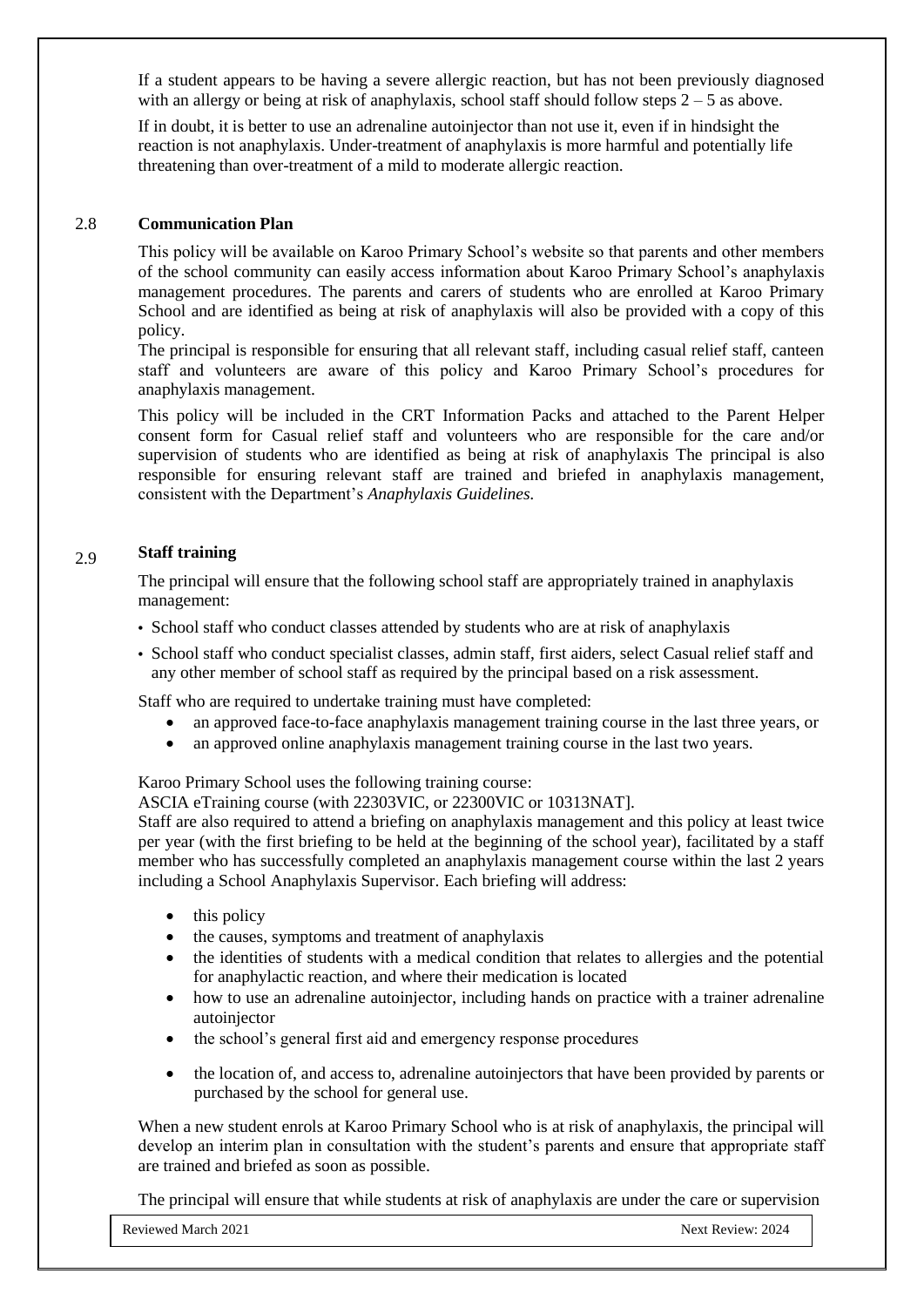If a student appears to be having a severe allergic reaction, but has not been previously diagnosed with an allergy or being at risk of anaphylaxis, school staff should follow steps 2 – 5 as above.

If in doubt, it is better to use an adrenaline autoinjector than not use it, even if in hindsight the reaction is not anaphylaxis. Under-treatment of anaphylaxis is more harmful and potentially life threatening than over-treatment of a mild to moderate allergic reaction.

## 2.8 Communication Plan

This policy will be available on Karoo Primary School's website so that parents and other members of the school community can easily access information about Karoo Primary School's anaphylaxis management procedures. The parents and carers of students who are enrolled at Karoo Primary School and are identified as being at risk of anaphylaxis will also be provided with a copy of this policy.

The principal is responsible for ensuring that all relevant staff, including casual relief staff, canteen staff and volunteers are aware of this policy and Karoo Primary School's procedures for anaphylaxis management.

This policy will be included in the CRT Information Packs and attached to the Parent Helper consent form for Casual relief staff and volunteers who are responsible for the care and/or supervision of students who are identified as being at risk of anaphylaxis The principal is also responsible for ensuring relevant staff are trained and briefed in anaphylaxis management, consistent with the Department's *Anaphylaxis Guidelines.*

## 2.9 Staff training

The principal will ensure that the following school staff are appropriately trained in anaphylaxis management:

- School staff who conduct classes attended by students who are at risk of anaphylaxis
- School staff who conduct specialist classes, admin staff, first aiders, select Casual relief staff and any other member of school staff as required by the principal based on a risk assessment.

Staff who are required to undertake training must have completed:

- an approved face-to-face anaphylaxis management training course in the last three years, or
- an approved online anaphylaxis management training course in the last two years.

Karoo Primary School uses the following training course:
ASCIA eTraining course (with 22303VIC, or 22300VIC or 10313NAT].
Staff are also required to attend a briefing on anaphylaxis management and this policy at least twice per year (with the first briefing to be held at the beginning of the school year), facilitated by a staff member who has successfully completed an anaphylaxis management course within the last 2 years including a School Anaphylaxis Supervisor. Each briefing will address:

- this policy
- the causes, symptoms and treatment of anaphylaxis
- the identities of students with a medical condition that relates to allergies and the potential for anaphylactic reaction, and where their medication is located
- how to use an adrenaline autoinjector, including hands on practice with a trainer adrenaline autoinjector
- the school's general first aid and emergency response procedures
- the location of, and access to, adrenaline autoinjectors that have been provided by parents or purchased by the school for general use.

When a new student enrols at Karoo Primary School who is at risk of anaphylaxis, the principal will develop an interim plan in consultation with the student's parents and ensure that appropriate staff are trained and briefed as soon as possible.

The principal will ensure that while students at risk of anaphylaxis are under the care or supervision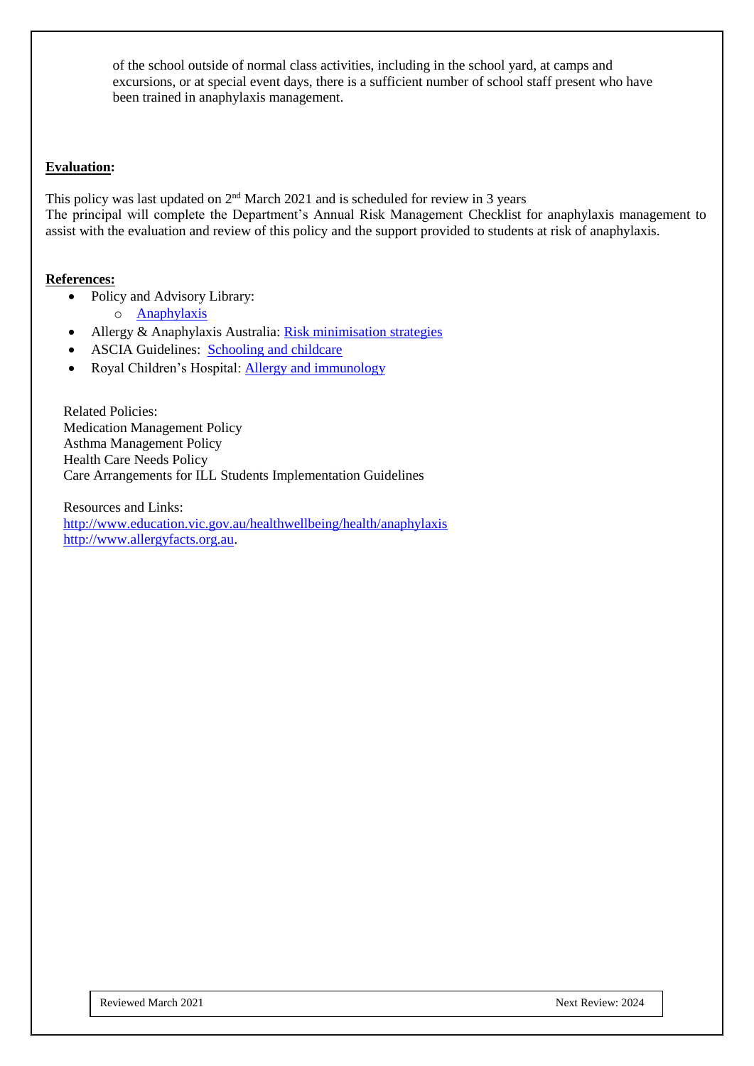of the school outside of normal class activities, including in the school yard, at camps and excursions, or at special event days, there is a sufficient number of school staff present who have been trained in anaphylaxis management.

**Evaluation:**

This policy was last updated on 2nd March 2021 and is scheduled for review in 3 years
The principal will complete the Department's Annual Risk Management Checklist for anaphylaxis management to assist with the evaluation and review of this policy and the support provided to students at risk of anaphylaxis.

**References:**

- Policy and Advisory Library:
  - Anaphylaxis
- Allergy & Anaphylaxis Australia: Risk minimisation strategies
- ASCIA Guidelines: Schooling and childcare
- Royal Children's Hospital: Allergy and immunology

Related Policies:
Medication Management Policy
Asthma Management Policy
Health Care Needs Policy
Care Arrangements for ILL Students Implementation Guidelines

Resources and Links:
http://www.education.vic.gov.au/healthwellbeing/health/anaphylaxis
http://www.allergyfacts.org.au.